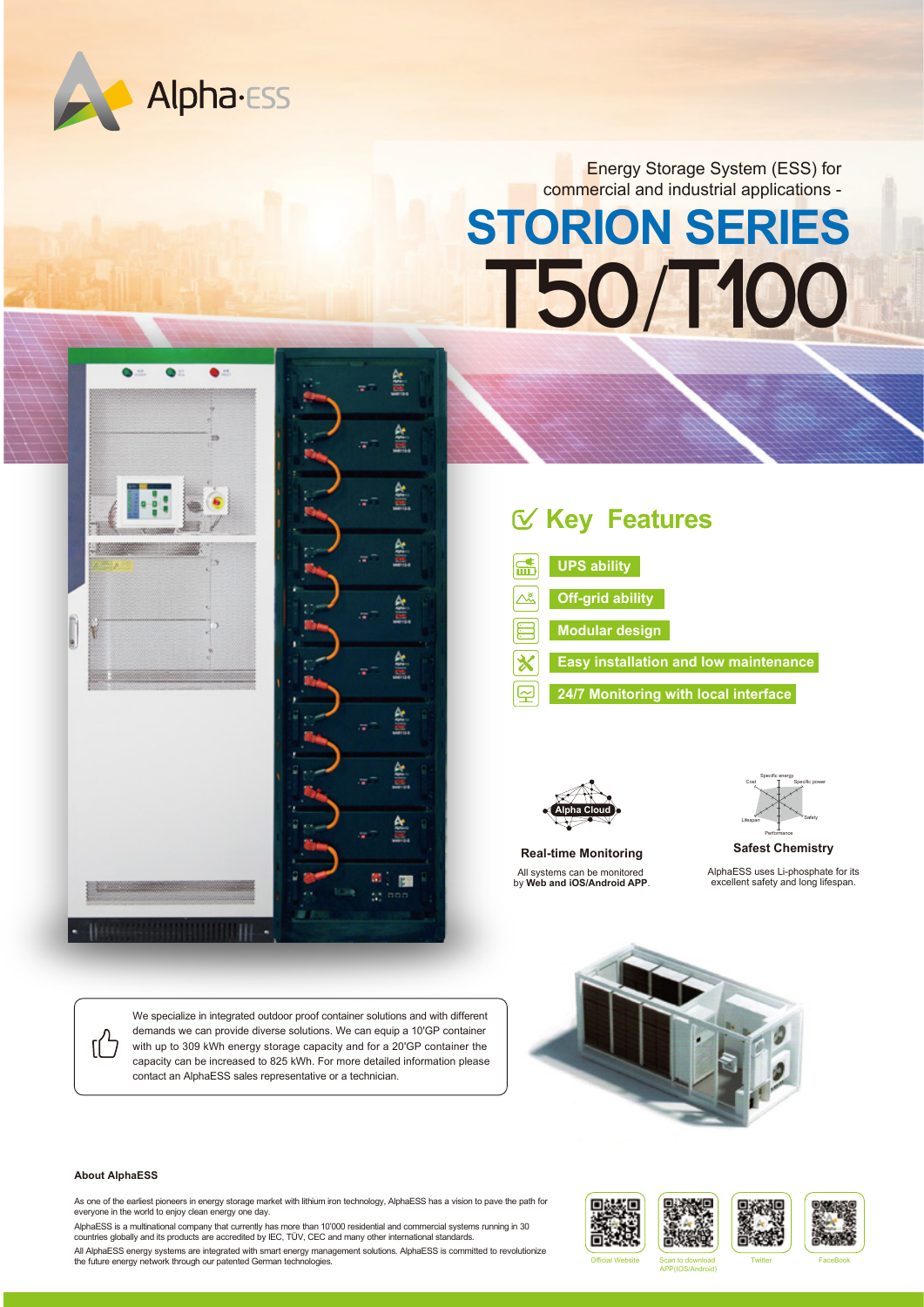Alpha·ESS

Energy Storage System (ESS) for commercial and industrial applications -

# STORION SERIES T50/T100

## Key Features

- UPS ability
- Off-grid ability
- Modular design
- Easy installation and low maintenance
- 24/7 Monitoring with local interface

### Real-time Monitoring

All systems can be monitored by **Web and iOS/Android APP**.

### Safest Chemistry

AlphaESS uses Li-phosphate for its excellent safety and long lifespan.

We specialize in integrated outdoor proof container solutions and with different demands we can provide diverse solutions. We can equip a 10'GP container with up to 309 kWh energy storage capacity and for a 20'GP container the capacity can be increased to 825 kWh. For more detailed information please contact an AlphaESS sales representative or a technician.

**About AlphaESS**

As one of the earliest pioneers in energy storage market with lithium iron technology, AlphaESS has a vision to pave the path for everyone in the world to enjoy clean energy one day.

AlphaESS is a multinational company that currently has more than 10'000 residential and commercial systems running in 30 countries globally and its products are accredited by IEC, TÜV, CEC and many other international standards.

All AlphaESS energy systems are integrated with smart energy management solutions. AlphaESS is committed to revolutionize the future energy network through our patented German technologies.

Official Website | Scan to download APP(IOS/Android) | Twitter | FaceBook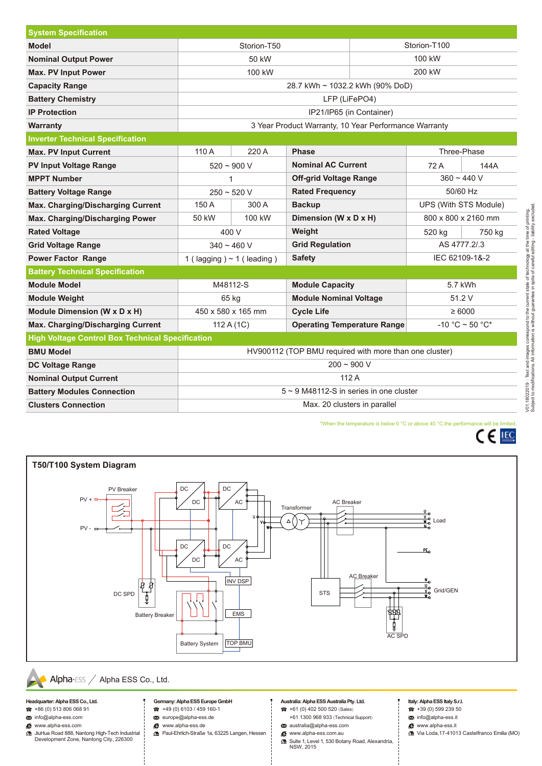| System Specification | | | | |
|---|---|---|---|---|
| Model | Storion-T50 | | Storion-T100 | |
| Nominal Output Power | 50 kW | | 100 kW | |
| Max. PV Input Power | 100 kW | | 200 kW | |
| Capacity Range | 28.7 kWh ~ 1032.2 kWh (90% DoD) | | | |
| Battery Chemistry | LFP (LiFePO4) | | | |
| IP Protection | IP21/IP65 (in Container) | | | |
| Warranty | 3 Year Product Warranty, 10 Year Performance Warranty | | | |

| Inverter Technical Specification | | | | | |
|---|---|---|---|---|---|
| Max. PV Input Current | 110 A | 220 A | Phase | Three-Phase | |
| PV Input Voltage Range | 520 ~ 900 V | | Nominal AC Current | 72 A | 144A |
| MPPT Number | 1 | | Off-grid Voltage Range | 360 ~ 440 V | |
| Battery Voltage Range | 250 ~ 520 V | | Rated Frequency | 50/60 Hz | |
| Max. Charging/Discharging Current | 150 A | 300 A | Backup | UPS (With STS Module) | |
| Max. Charging/Discharging Power | 50 kW | 100 kW | Dimension (W x D x H) | 800 x 800 x 2160 mm | |
| Rated Voltage | 400 V | | Weight | 520 kg | 750 kg |
| Grid Voltage Range | 340 ~ 460 V | | Grid Regulation | AS 4777.2/.3 | |
| Power Factor Range | 1 ( lagging ) ~ 1 ( leading ) | | Safety | IEC 62109-1&-2 | |

| Battery Technical Specification | | | |
|---|---|---|---|
| Module Model | M48112-S | Module Capacity | 5.7 kWh |
| Module Weight | 65 kg | Module Nominal Voltage | 51.2 V |
| Module Dimension (W x D x H) | 450 x 580 x 165 mm | Cycle Life | ≥ 6000 |
| Max. Charging/Discharging Current | 112 A (1C) | Operating Temperature Range | -10 °C ~ 50 °C* |

| High Voltage Control Box Technical Specification | |
|---|---|
| BMU Model | HV900112 (TOP BMU required with more than one cluster) |
| DC Voltage Range | 200 ~ 900 V |
| Nominal Output Current | 112 A |
| Battery Modules Connection | 5 ~ 9 M48112-S in series in one cluster |
| Clusters Connection | Max. 20 clusters in parallel |

*When the temperature is below 0 °C or above 40 °C,the performance will be limited.

V01.18022019 | Text and images correspond to the current state of technology at the time of printing. Subject to modifications. All information is without guarantee in spite of careful editing - liability excluded.

## T50/T100 System Diagram

PV Breaker
PV +
PV -
DC
DC
DC
AC
DC
DC
DC
AC
U
V
W
Transformer
AC Breaker
U
V
W
N
Load
PE
DC SPD
Battery Breaker
INV DSP
EMS
Battery System
TOP BMU
STS
AC Breaker
N
U
V
W
Grid/GEN
AC SPD

Alpha-ESS / Alpha ESS Co., Ltd.

**Headquarter: Alpha ESS Co., Ltd.**
+86 (0) 513 806 068 91
info@alpha-ess.com
www.alpha-ess.com
JiuHua Road 888, Nantong High-Tech Industrial Development Zone, Nantong City, 226300

**Germany: Alpha ESS Europe GmbH**
+49 (0) 6103 / 459 160-1
europe@alpha-ess.de
www.alpha-ess.de
Paul-Ehrlich-Straße 1a, 63225 Langen, Hessen

**Australia: Alpha ESS Australia Pty. Ltd.**
+61 (0) 402 500 520 (Sales)
+61 1300 968 933 (Technical Support)
australia@alpha-ess.com
www.alpha-ess.com.au
Suite 1, Level 1, 530 Botany Road, Alexandria, NSW, 2015

**Italy: Alpha ESS Italy S.r.l.**
+39 (0) 599 239 50
info@alpha-ess.it
www.alpha-ess.it
Via Loda,17-41013 Castelfranco Emilia (MO)